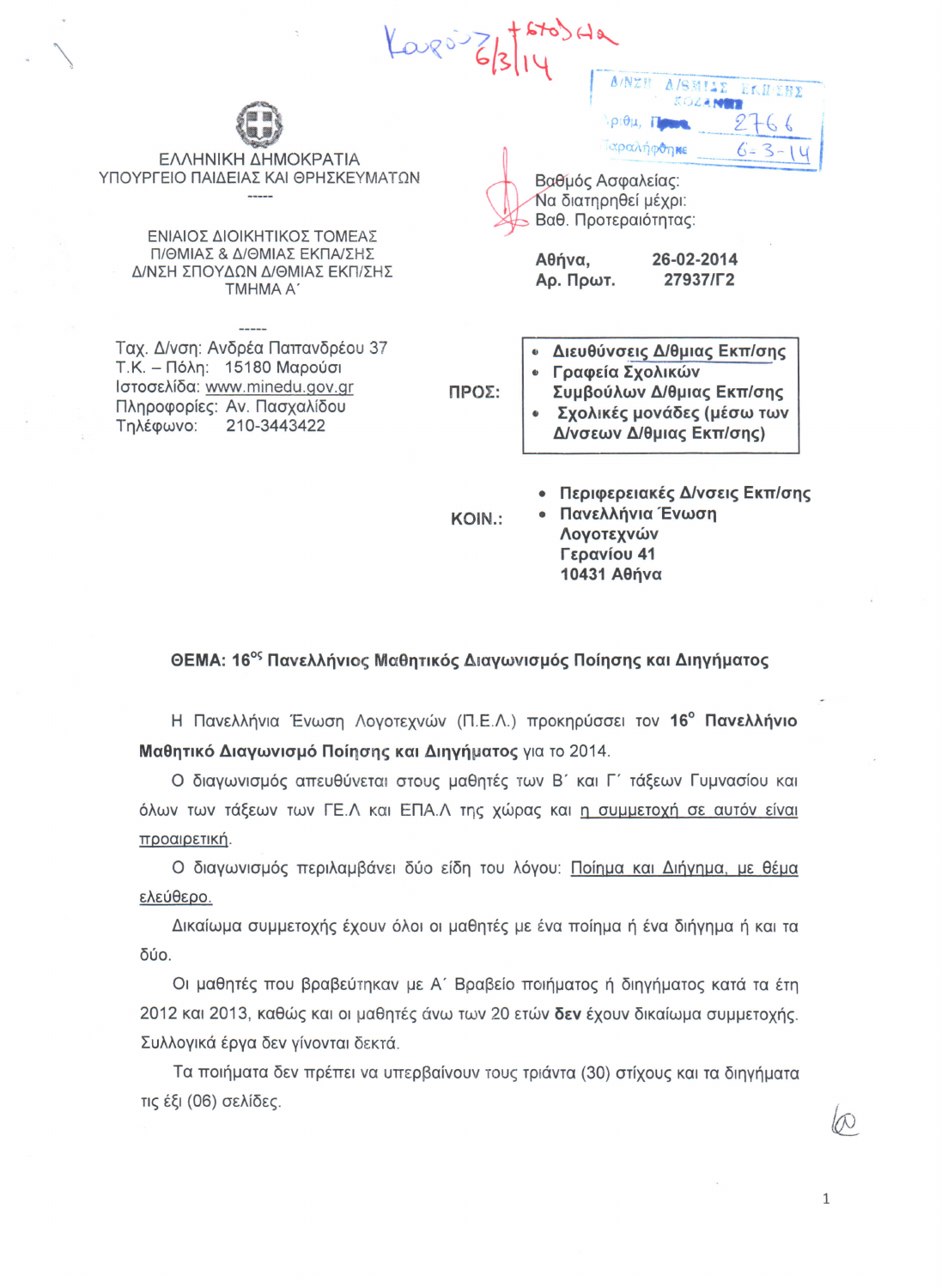Καρούζ 6/3/14 + επισύνα

Δ/ΝΣΗ Δ/ΘΜΙΑΣ ΕΚΠ/ΣΗΣ ΚΟΖΑΝΗΣ
Αριθμ. Πρωτ. 2766
Παραλήφθηκε 6-3-14

ΕΛΛΗΝΙΚΗ ΔΗΜΟΚΡΑΤΙΑ
ΥΠΟΥΡΓΕΙΟ ΠΑΙΔΕΙΑΣ ΚΑΙ ΘΡΗΣΚΕΥΜΑΤΩΝ
-----

ΕΝΙΑΙΟΣ ΔΙΟΙΚΗΤΙΚΟΣ ΤΟΜΕΑΣ
Π/ΘΜΙΑΣ & Δ/ΘΜΙΑΣ ΕΚΠΑ/ΣΗΣ
Δ/ΝΣΗ ΣΠΟΥΔΩΝ Δ/ΘΜΙΑΣ ΕΚΠ/ΣΗΣ
ΤΜΗΜΑ Α΄

-----

Ταχ. Δ/νση: Ανδρέα Παπανδρέου 37
Τ.Κ. – Πόλη: 15180 Μαρούσι
Ιστοσελίδα: www.minedu.gov.gr
Πληροφορίες: Αν. Πασχαλίδου
Τηλέφωνο: 210-3443422

Βαθμός Ασφαλείας:
Να διατηρηθεί μέχρι:
Βαθ. Προτεραιότητας:

**Αθήνα, 26-02-2014**
**Αρ. Πρωτ. 27937/Γ2**

**ΠΡΟΣ:**
- **Διευθύνσεις Δ/θμιας Εκπ/σης**
- **Γραφεία Σχολικών Συμβούλων Δ/θμιας Εκπ/σης**
- **Σχολικές μονάδες (μέσω των Δ/νσεων Δ/θμιας Εκπ/σης)**

**ΚΟΙΝ.:**
- **Περιφερειακές Δ/νσεις Εκπ/σης**
- **Πανελλήνια Ένωση Λογοτεχνών Γερανίου 41 10431 Αθήνα**

**ΘΕΜΑ: 16ος Πανελλήνιος Μαθητικός Διαγωνισμός Ποίησης και Διηγήματος**

Η Πανελλήνια Ένωση Λογοτεχνών (Π.Ε.Λ.) προκηρύσσει τον **16ο Πανελλήνιο Μαθητικό Διαγωνισμό Ποίησης και Διηγήματος** για το 2014.

Ο διαγωνισμός απευθύνεται στους μαθητές των Β΄ και Γ΄ τάξεων Γυμνασίου και όλων των τάξεων των ΓΕ.Λ και ΕΠΑ.Λ της χώρας και <u>η συμμετοχή σε αυτόν είναι προαιρετική</u>.

Ο διαγωνισμός περιλαμβάνει δύο είδη του λόγου: <u>Ποίημα και Διήγημα, με θέμα ελεύθερο.</u>

Δικαίωμα συμμετοχής έχουν όλοι οι μαθητές με ένα ποίημα ή ένα διήγημα ή και τα δύο.

Οι μαθητές που βραβεύτηκαν με Α΄ Βραβείο ποιήματος ή διηγήματος κατά τα έτη 2012 και 2013, καθώς και οι μαθητές άνω των 20 ετών **δεν** έχουν δικαίωμα συμμετοχής. Συλλογικά έργα δεν γίνονται δεκτά.

Τα ποιήματα δεν πρέπει να υπερβαίνουν τους τριάντα (30) στίχους και τα διηγήματα τις έξι (06) σελίδες.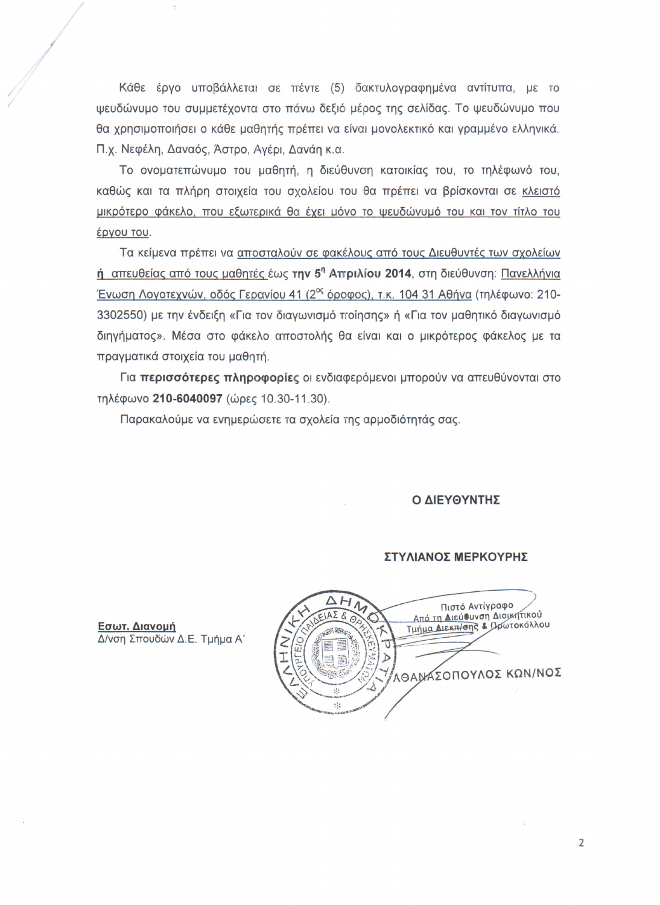Κάθε έργο υποβάλλεται σε πέντε (5) δακτυλογραφημένα αντίτυπα, με το ψευδώνυμο του συμμετέχοντα στο πάνω δεξιό μέρος της σελίδας. Το ψευδώνυμο που θα χρησιμοποιήσει ο κάθε μαθητής πρέπει να είναι μονολεκτικό και γραμμένο ελληνικά. Π.χ. Νεφέλη, Δαναός, Άστρο, Αγέρι, Δανάη κ.α.

Το ονοματεπώνυμο του μαθητή, η διεύθυνση κατοικίας του, το τηλέφωνό του, καθώς και τα πλήρη στοιχεία του σχολείου του θα πρέπει να βρίσκονται σε κλειστό μικρότερο φάκελο, που εξωτερικά θα έχει μόνο το ψευδώνυμό του και τον τίτλο του έργου του.

Τα κείμενα πρέπει να αποσταλούν σε φακέλους από τους Διευθυντές των σχολείων **ή** απευθείας από τους μαθητές έως **την 5η Απριλίου 2014**, στη διεύθυνση: Πανελλήνια Ένωση Λογοτεχνών, οδός Γερανίου 41 (2ος όροφος), τ.κ. 104 31 Αθήνα (τηλέφωνο: 210-3302550) με την ένδειξη «Για τον διαγωνισμό ποίησης» ή «Για τον μαθητικό διαγωνισμό διηγήματος». Μέσα στο φάκελο αποστολής θα είναι και ο μικρότερος φάκελος με τα πραγματικά στοιχεία του μαθητή.

Για **περισσότερες πληροφορίες** οι ενδιαφερόμενοι μπορούν να απευθύνονται στο τηλέφωνο **210-6040097** (ώρες 10.30-11.30).

Παρακαλούμε να ενημερώσετε τα σχολεία της αρμοδιότητάς σας.

**Ο ΔΙΕΥΘΥΝΤΗΣ**

**ΣΤΥΛΙΑΝΟΣ ΜΕΡΚΟΥΡΗΣ**

**Εσωτ. Διανομή**
Δ/νση Σπουδών Δ.Ε. Τμήμα Α΄

ΕΛΛΗΝΙΚΗ ΔΗΜΟΚΡΑΤΙΑ
ΥΠΟΥΡΓΕΙΟ ΠΑΙΔΕΙΑΣ & ΘΡΗΣΚΕΥΜΑΤΩΝ

Πιστό Αντίγραφο
Από τη Διεύθυνση Διοικητικού
Τμήμα Διεκπ/σης & Πρωτοκόλλου

ΑΘΑΝΑΣΟΠΟΥΛΟΣ ΚΩΝ/ΝΟΣ